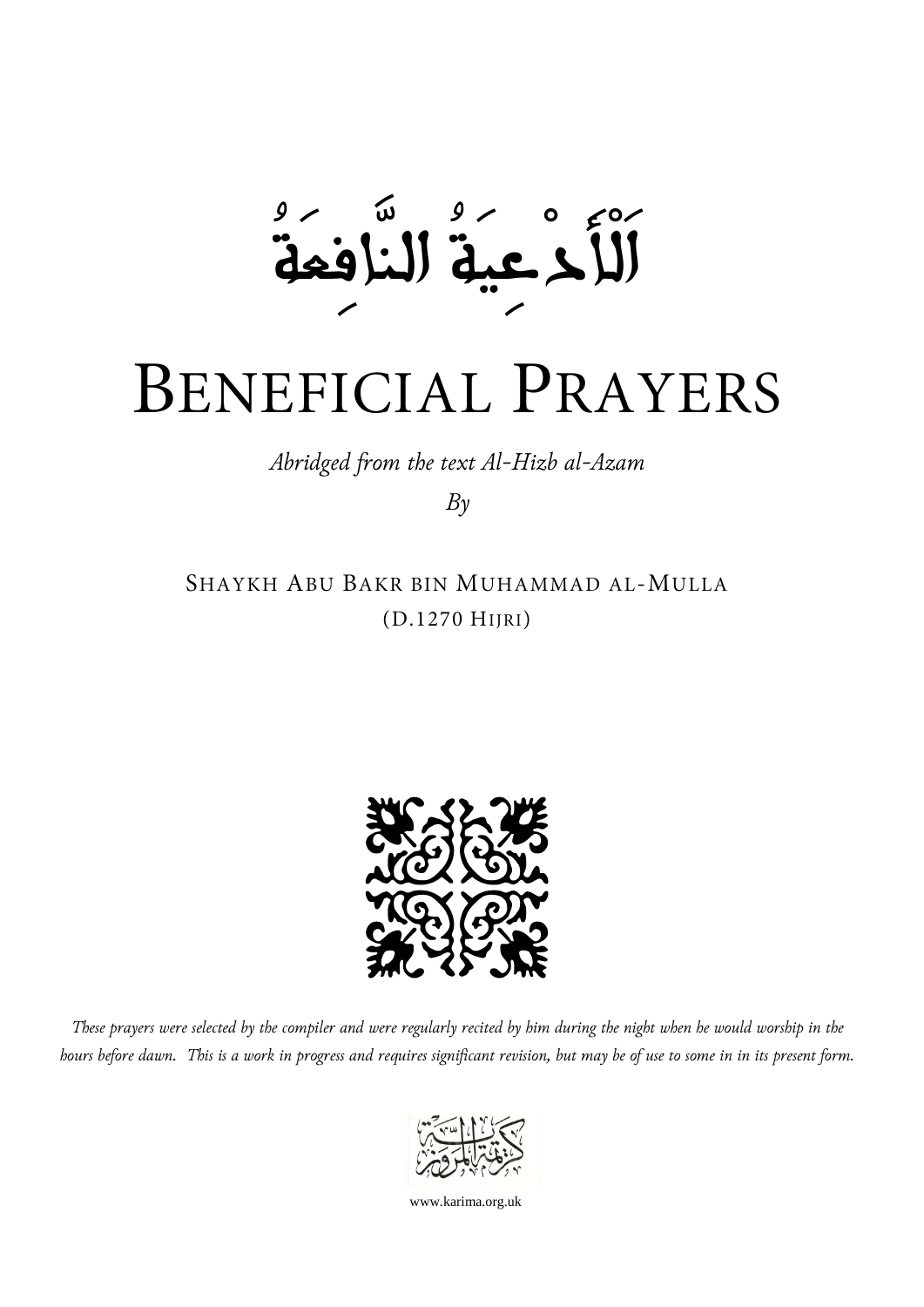# اَلْأَدْعِيَةُ النَّافِعَةُ

# BENEFICIAL PRAYERS

*Abridged from the text Al-Hizb al-Azam*

*By*

SHAYKH ABU BAKR BIN MUHAMMAD AL-MULLA

(D.1270 HIJRI)

*These prayers were selected by the compiler and were regularly recited by him during the night when he would worship in the hours before dawn. This is a work in progress and requires significant revision, but may be of use to some in in its present form.*

www.karima.org.uk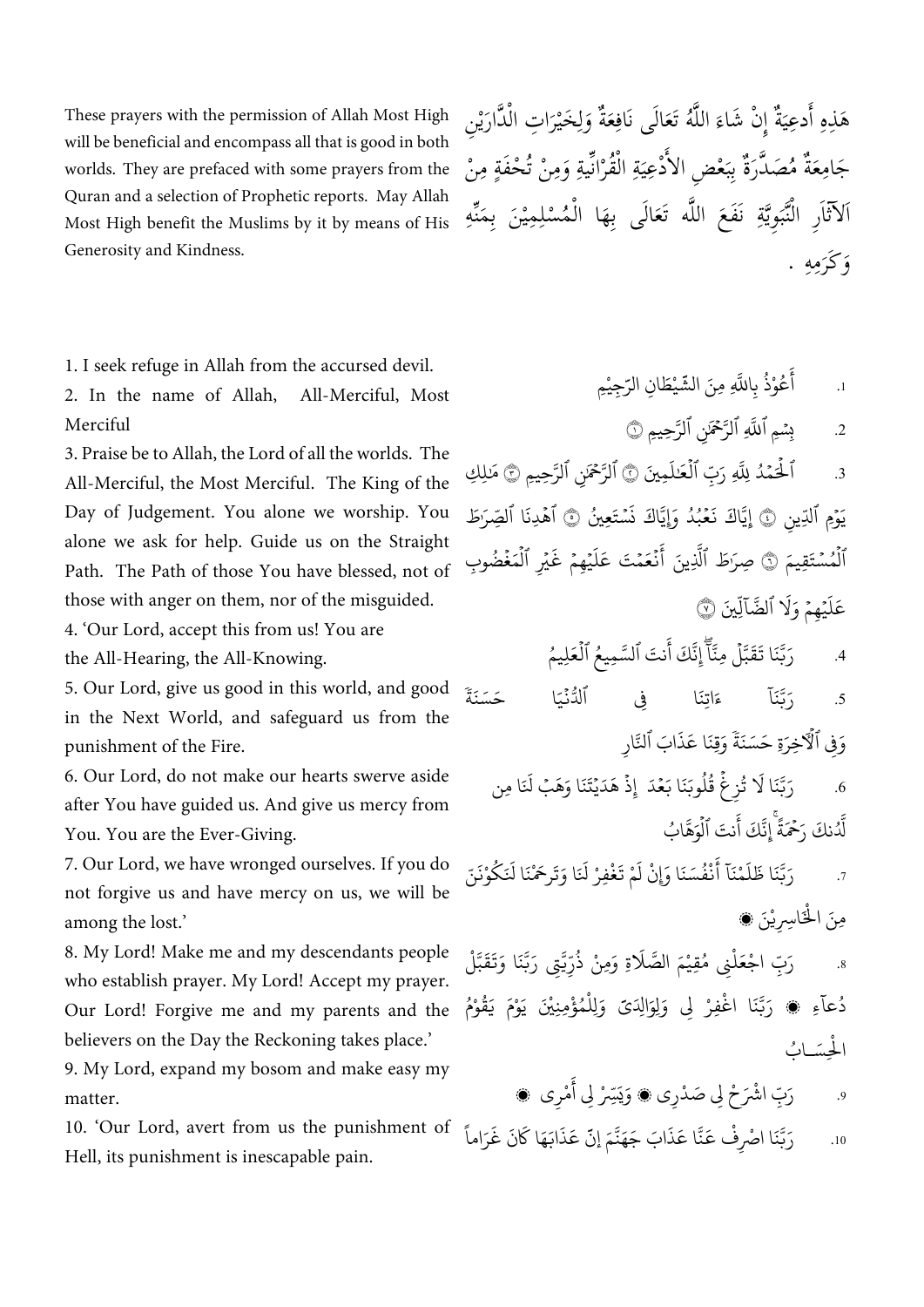These prayers with the permission of Allah Most High will be beneficial and encompass all that is good in both worlds. They are prefaced with some prayers from the Quran and a selection of Prophetic reports. May Allah Most High benefit the Muslims by it by means of His Generosity and Kindness.

هَذِهِ أَدعِيَةٌ إِنْ شَاءَ اللَّهُ تَعَالَى نَافِعَةٌ وَلِخَيْرَاتِ الْدَّارَيْنِ جَامِعَةٌ مُصَدَّرَةٌ بِبَعْضِ الأَدْعِيَةِ الْقُرْآنِيَّةِ وَمِنْ تُحْفَةٍ مِنْ الآثَارِ النَّبَوِيَّةِ نَفَعَ اللَّهُ تَعَالَى بِهَا الْمُسْلِمِيْنَ بِمَنِّهِ وَكَرَمِهِ .

1. I seek refuge in Allah from the accursed devil.
2. In the name of Allah, All-Merciful, Most Merciful
3. Praise be to Allah, the Lord of all the worlds. The All-Merciful, the Most Merciful. The King of the Day of Judgement. You alone we worship. You alone we ask for help. Guide us on the Straight Path. The Path of those You have blessed, not of those with anger on them, nor of the misguided.
4. 'Our Lord, accept this from us! You are the All-Hearing, the All-Knowing.
5. Our Lord, give us good in this world, and good in the Next World, and safeguard us from the punishment of the Fire.
6. Our Lord, do not make our hearts swerve aside after You have guided us. And give us mercy from You. You are the Ever-Giving.
7. Our Lord, we have wronged ourselves. If you do not forgive us and have mercy on us, we will be among the lost.'
8. My Lord! Make me and my descendants people who establish prayer. My Lord! Accept my prayer. Our Lord! Forgive me and my parents and the believers on the Day the Reckoning takes place.'
9. My Lord, expand my bosom and make easy my matter.
10. 'Our Lord, avert from us the punishment of Hell, its punishment is inescapable pain.

1. أَعُوْذُ بِاللَّهِ مِنَ الشَّيْطَانِ الرَّجِيْمِ
2. بِسْمِ ٱللَّهِ ٱلرَّحْمَٰنِ ٱلرَّحِيمِ ۝١
3. ٱلْحَمْدُ لِلَّهِ رَبِّ ٱلْعَٰلَمِينَ ۝٢ ٱلرَّحْمَٰنِ ٱلرَّحِيمِ ۝٣ مَٰلِكِ يَوْمِ ٱلدِّينِ ۝٤ إِيَّاكَ نَعْبُدُ وَإِيَّاكَ نَسْتَعِينُ ۝٥ ٱهْدِنَا ٱلصِّرَٰطَ ٱلْمُسْتَقِيمَ ۝٦ صِرَٰطَ ٱلَّذِينَ أَنْعَمْتَ عَلَيْهِمْ غَيْرِ ٱلْمَغْضُوبِ عَلَيْهِمْ وَلَا ٱلضَّآلِّينَ ۝٧
4. رَبَّنَا تَقَبَّلْ مِنَّآ ۖ إِنَّكَ أَنتَ ٱلسَّمِيعُ ٱلْعَلِيمُ
5. رَبَّنَآ ءَاتِنَا فِى ٱلدُّنْيَا حَسَنَةً وَفِى ٱلْءَاخِرَةِ حَسَنَةً وَقِنَا عَذَابَ ٱلنَّارِ
6. رَبَّنَا لَا تُزِغْ قُلُوبَنَا بَعْدَ إِذْ هَدَيْتَنَا وَهَبْ لَنَا مِن لَّدُنكَ رَحْمَةً ۚ إِنَّكَ أَنتَ ٱلْوَهَّابُ
7. رَبَّنَا ظَلَمْنَآ أَنْفُسَنَا وَإِنْ لَمْ تَغْفِرْ لَنَا وَتَرحَمْنَا لَنَكُوْنَنَّ مِنَ الْخَاسِرِيْنَ ۞
8. رَبِّ اجْعَلْنِي مُقِيْمَ الصَّلَاةِ وَمِنْ ذُرِّيَّتِي رَبَّنَا وَتَقَبَّلْ دُعَآءِ ۞ رَبَّنَا اغْفِرْ لِي وَلِوَالِدَيَّ وَلِلْمُؤْمِنِيْنَ يَوْمَ يَقُوْمُ الْحِسَابُ
9. رَبِّ اشْرَحْ لِي صَدْرِي ۞ وَيَسِّرْ لِي أَمْرِي ۞
10. رَبَّنَا اصْرِفْ عَنَّا عَذَابَ جَهَنَّمَ إِنَّ عَذَابَهَا كَانَ غَرَاماً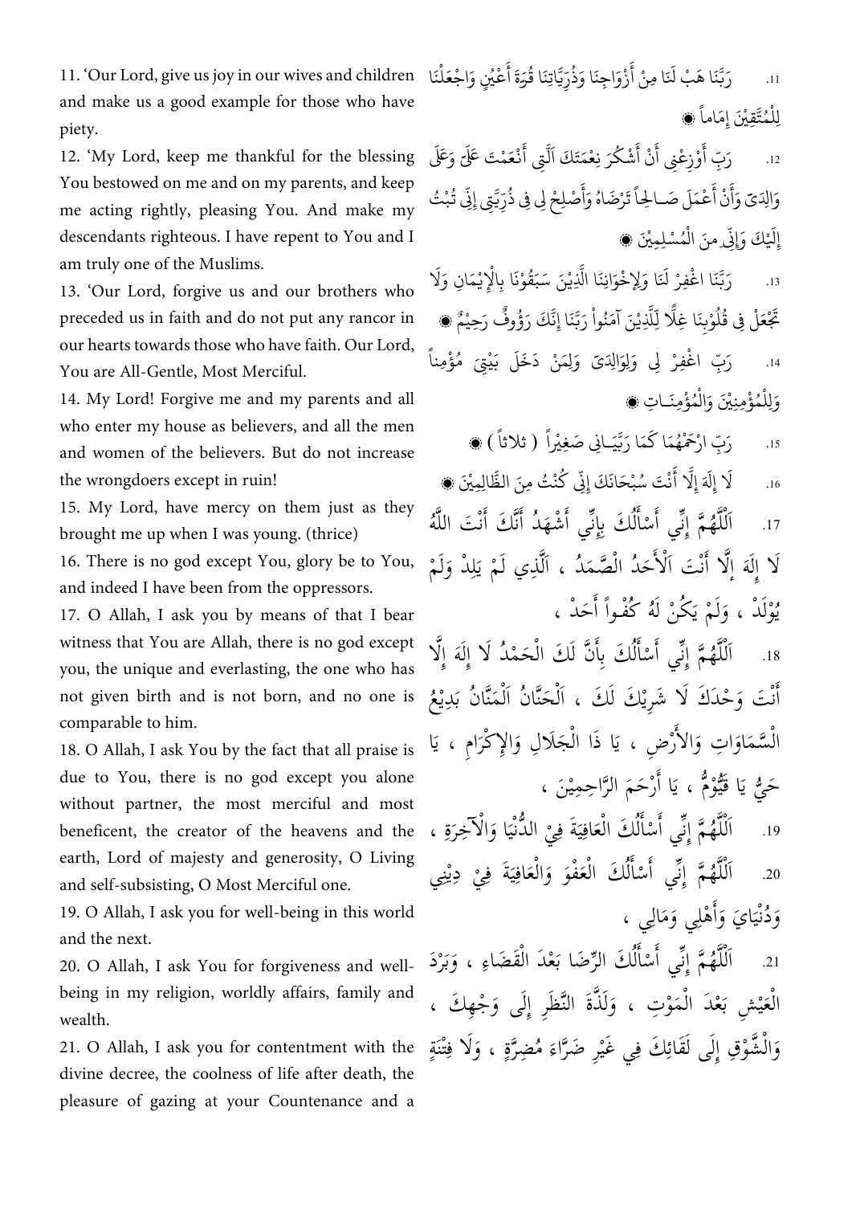11. 'Our Lord, give us joy in our wives and children and make us a good example for those who have piety.

١١. رَبَّنَا هَبْ لَنَا مِنْ أَزْوَاجِنَا وَذُرِّيَّاتِنَا قُرَّةَ أَعْيُنٍ وَاجْعَلْنَا لِلْمُتَّقِيْنَ إِمَاماً ◉

12. 'My Lord, keep me thankful for the blessing You bestowed on me and on my parents, and keep me acting rightly, pleasing You. And make my descendants righteous. I have repent to You and I am truly one of the Muslims.

١٢. رَبِّ أَوْزِعْنِي أَنْ أَشْكُرَ نِعْمَتَكَ الَّتِي أَنْعَمْتَ عَلَيَّ وَعَلَى وَالِدَيَّ وَأَنْ أَعْمَلَ صَالِحاً تَرْضَاهُ وَأَصْلِحْ لِي فِي ذُرِّيَّتِي إِنِّي تُبْتُ إِلَيْكَ وَإِنِّي مِنَ الْمُسْلِمِيْنَ ◉

13. 'Our Lord, forgive us and our brothers who preceded us in faith and do not put any rancor in our hearts towards those who have faith. Our Lord, You are All-Gentle, Most Merciful.

١٣. رَبَّنَا اغْفِرْ لَنَا وَلِإِخْوَانِنَا الَّذِيْنَ سَبَقُوْنَا بِالْإِيْمَانِ وَلَا تَجْعَلْ فِي قُلُوْبِنَا غِلًّا لِلَّذِيْنَ آمَنُواْ رَبَّنَا إِنَّكَ رَؤُوفٌ رَحِيْمٌ ◉

14. My Lord! Forgive me and my parents and all who enter my house as believers, and all the men and women of the believers. But do not increase the wrongdoers except in ruin!

١٤. رَبِّ اغْفِرْ لِي وَلِوَالِدَيَّ وَلِمَنْ دَخَلَ بَيْتِيَ مُؤْمِناً وَلِلْمُؤْمِنِيْنَ وَالْمُؤْمِنَـاتِ ◉

15. My Lord, have mercy on them just as they brought me up when I was young. (thrice)

١٥. رَبِّ ارْحَمْهُمَا كَمَا رَبَّيَـانِي صَغِيْراً ( ثلاثاً ) ◉

16. There is no god except You, glory be to You, and indeed I have been from the oppressors.

١٦. لَا إِلَهَ إِلَّا أَنْتَ سُبْحَانَكَ إِنِّي كُنْتُ مِنَ الظَّالِمِيْنَ ◉

17. O Allah, I ask you by means of that I bear witness that You are Allah, there is no god except you, the unique and everlasting, the one who has not given birth and is not born, and no one is comparable to him.

١٧. اَللَّهُمَّ إِنِّي أَسْأَلُكَ بِإِنِّي أَشْهَدُ أَنَّكَ أَنْتَ اللَّهُ لَا إِلَهَ إِلَّا أَنْتَ اَلْأَحَدُ الْصَّمَدُ ، الَّذِي لَمْ يَلِدْ وَلَمْ يُوْلَدْ ، وَلَمْ يَكُنْ لَهُ كُفُواً أَحَدْ ،

18. O Allah, I ask You by the fact that all praise is due to You, there is no god except you alone without partner, the most merciful and most beneficent, the creator of the heavens and the earth, Lord of majesty and generosity, O Living and self-subsisting, O Most Merciful one.

١٨. اَللَّهُمَّ إِنِّي أَسْأَلُكَ بِأَنَّ لَكَ الْحَمْدُ لَا إِلَهَ إِلَّا أَنْتَ وَحْدَكَ لَا شَرِيْكَ لَكَ ، اَلْحَنَّانُ اَلْمَنَّانُ بَدِيْعُ الْسَّمَاوَاتِ وَالأَرْضِ ، يَا ذَا الْجَلَالِ وَالإِكْرَامِ ، يَا حَيُّ يَا قَيُّوْمُ ، يَا أَرْحَمَ الرَّاحِمِيْنَ ،

19. O Allah, I ask you for well-being in this world and the next.

١٩. اَللَّهُمَّ إِنِّي أَسْأَلُكَ الْعَافِيَةَ فِيْ الدُّنْيَا وَالْآخِرَةِ ،

20. O Allah, I ask You for forgiveness and well-being in my religion, worldly affairs, family and wealth.

٢٠. اَللَّهُمَّ إِنِّي أَسْأَلُكَ الْعَفْوَ وَالْعَافِيَةَ فِيْ دِيْنِي وَدُنْيَايَ وَأَهْلِي وَمَالِي ،

21. O Allah, I ask you for contentment with the divine decree, the coolness of life after death, the pleasure of gazing at your Countenance and a

٢١. اَللَّهُمَّ إِنِّي أَسْأَلُكَ الرِّضَا بَعْدَ الْقَضَاءِ ، وَبَرْدَ الْعَيْشِ بَعْدَ الْمَوْتِ ، وَلَذَّةَ النَّظَرِ إِلَى وَجْهِكَ ، وَالْشَّوْقِ إِلَى لَقَائِكَ فِي غَيْرِ ضَرَّاءَ مُضِرَّةٍ ، وَلَا فِتْنَةٍ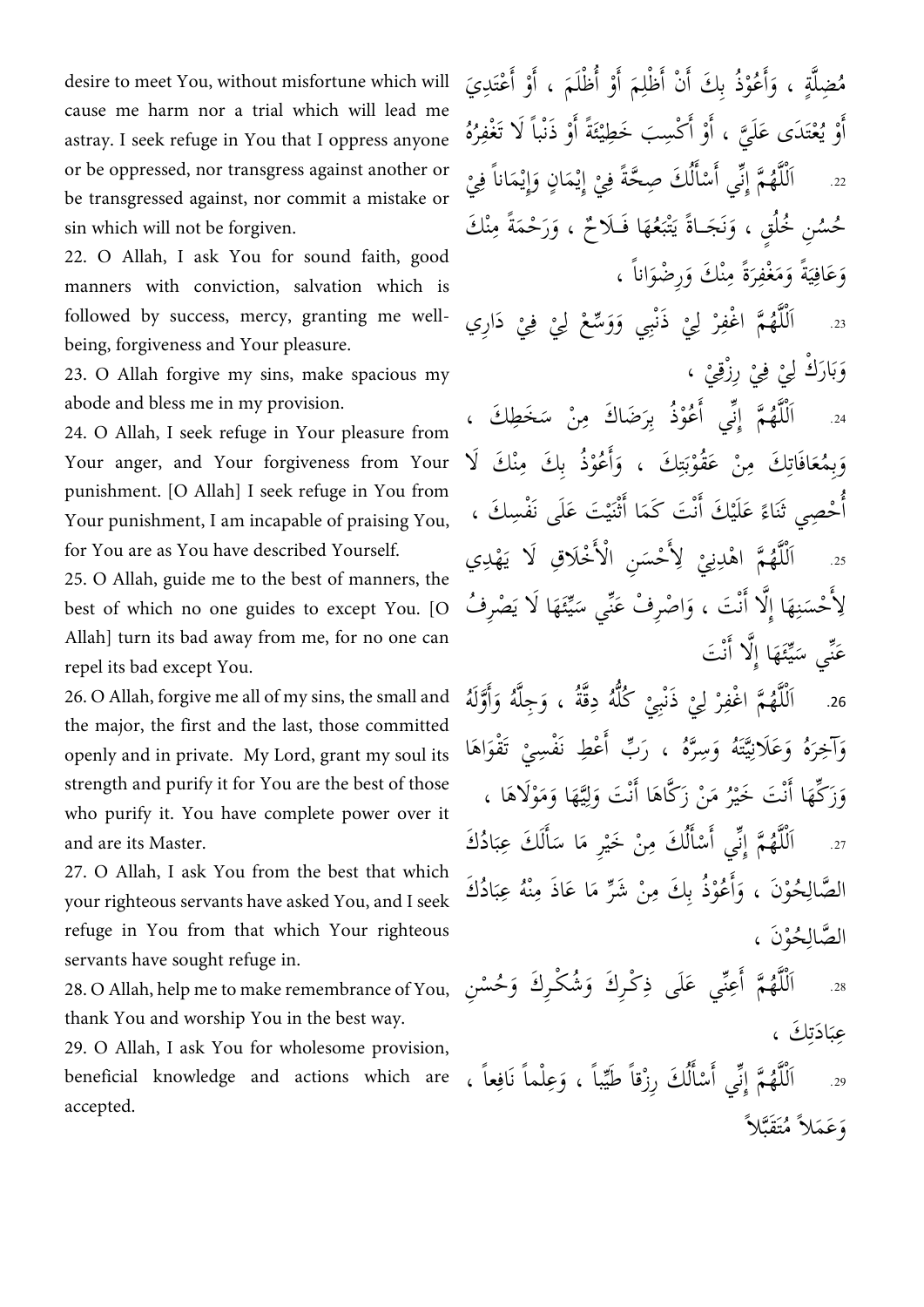مُضِلَّةٍ ، وَأَعُوْذُ بِكَ أَنْ أَظْلِمَ أَوْ أُظْلَمَ ، أَوْ أَعْتَدِيَ أَوْ يُعْتَدَى عَلَيَّ ، أَوْ أَكْسِبَ خَطِيْئَةً أَوْ ذَنْباً لَا تَغْفِرُهُ

desire to meet You, without misfortune which will cause me harm nor a trial which will lead me astray. I seek refuge in You that I oppress anyone or be oppressed, nor transgress against another or be transgressed against, nor commit a mistake or sin which will not be forgiven.

22. اَللّٰهُمَّ إِنِّي أَسْأَلُكَ صِحَّةً فِيْ إِيْمَانٍ وَإِيْمَاناً فِيْ حُسْنِ خُلُقٍ ، وَنَجَاةً يَتْبَعُهَا فَلَاحٌ ، وَرَحْمَةً مِنْكَ وَعَافِيَةً وَمَغْفِرَةً مِنْكَ وَرِضْوَاناً ،

22. O Allah, I ask You for sound faith, good manners with conviction, salvation which is followed by success, mercy, granting me well-being, forgiveness and Your pleasure.

23. اَللّٰهُمَّ اغْفِرْ لِيْ ذَنْبِي وَوَسِّعْ لِيْ فِيْ دَارِي وَبَارِكْ لِيْ فِيْ رِزْقِيْ ،

23. O Allah forgive my sins, make spacious my abode and bless me in my provision.

24. اَللّٰهُمَّ إِنِّي أَعُوْذُ بِرِضَاكَ مِنْ سَخَطِكَ ، وَبِمُعَافَاتِكَ مِنْ عَقُوْبَتِكَ ، وَأَعُوْذُ بِكَ مِنْكَ لَا أُحْصِي ثَنَاءً عَلَيْكَ أَنْتَ كَمَا أَثْنَيْتَ عَلَى نَفْسِكَ ،

24. O Allah, I seek refuge in Your pleasure from Your anger, and Your forgiveness from Your punishment. [O Allah] I seek refuge in You from Your punishment, I am incapable of praising You, for You are as You have described Yourself.

25. اَللّٰهُمَّ اهْدِنِيْ لِأَحْسَنِ الْأَخْلَاقِ لَا يَهْدِي لِأَحْسَنِهَا إِلَّا أَنْتَ ، وَاصْرِفْ عَنِّي سَيِّئَهَا لَا يَصْرِفُ عَنِّي سَيِّئَهَا إِلَّا أَنْتَ

25. O Allah, guide me to the best of manners, the best of which no one guides to except You. [O Allah] turn its bad away from me, for no one can repel its bad except You.

26. اَللّٰهُمَّ اغْفِرْ لِيْ ذَنْبِيْ كُلَّهُ دِقَّهُ ، وَجِلَّهُ وَأَوَّلَهُ وَآخِرَهُ وَعَلَانِيَّتَهُ وَسِرَّهُ ، رَبِّ أَعْطِ نَفْسِيْ تَقْوَاهَا وَزَكِّهَا أَنْتَ خَيْرُ مَنْ زَكَّاهَا أَنْتَ وَلِيُّهَا وَمَوْلَاهَا ،

26. O Allah, forgive me all of my sins, the small and the major, the first and the last, those committed openly and in private. My Lord, grant my soul its strength and purify it for You are the best of those who purify it. You have complete power over it and are its Master.

27. اَللّٰهُمَّ إِنِّي أَسْأَلُكَ مِنْ خَيْرِ مَا سَأَلَكَ عِبَادُكَ الصَّالِحُوْنَ ، وَأَعُوْذُ بِكَ مِنْ شَرِّ مَا عَاذَ مِنْهُ عِبَادُكَ الصَّالِحُوْنَ ،

27. O Allah, I ask You from the best that which your righteous servants have asked You, and I seek refuge in You from that which Your righteous servants have sought refuge in.

28. اَللّٰهُمَّ أَعِنِّي عَلَى ذِكْرِكَ وَشُكْرِكَ وَحُسْنِ عِبَادَتِكَ ،

28. O Allah, help me to make remembrance of You, thank You and worship You in the best way.

29. اَللّٰهُمَّ إِنِّي أَسْأَلُكَ رِزْقاً طَيِّباً ، وَعِلْماً نَافِعاً ، وَعَمَلاً مُتَقَبَّلاً

29. O Allah, I ask You for wholesome provision, beneficial knowledge and actions which are accepted.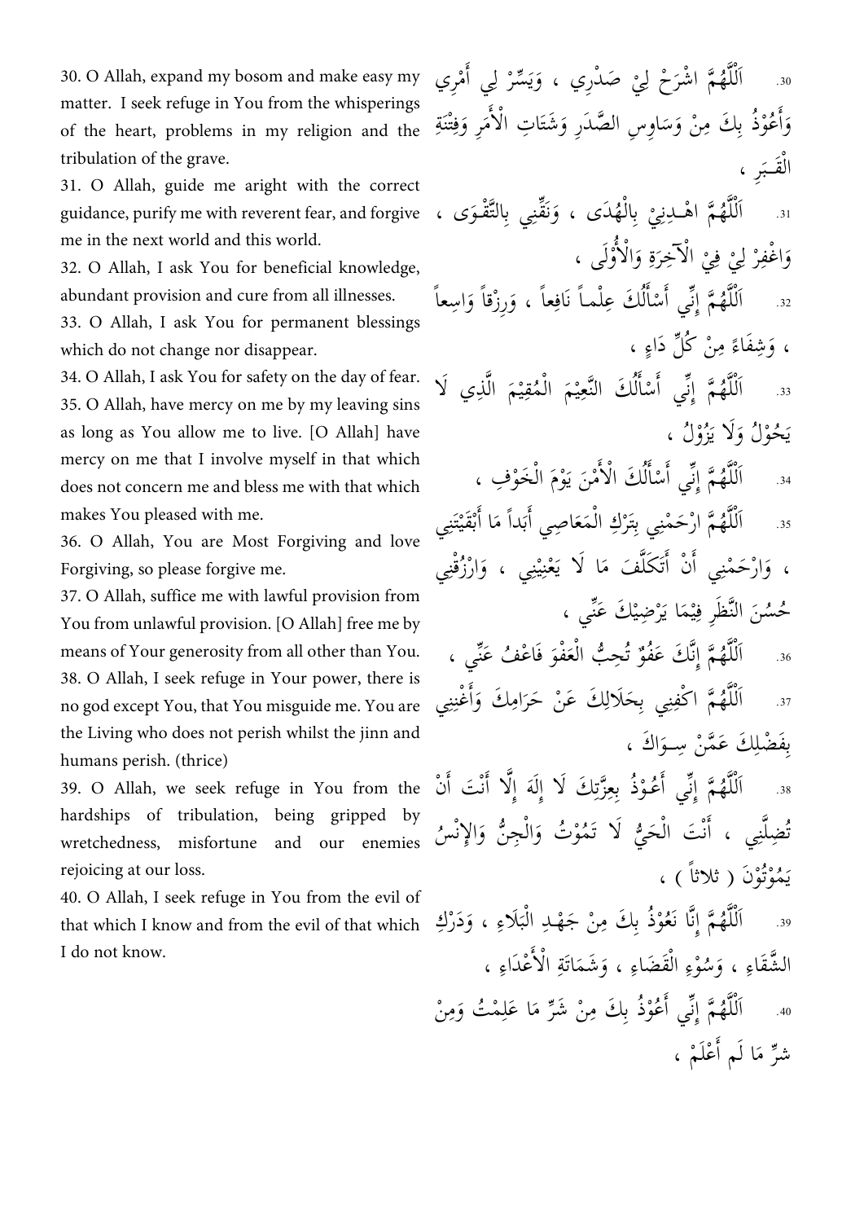30. O Allah, expand my bosom and make easy my matter. I seek refuge in You from the whisperings of the heart, problems in my religion and the tribulation of the grave.

.30 اَللّٰهُمَّ اشْرَحْ لِيْ صَدْرِي ، وَيَسِّرْ لِي أَمْرِي وَأَعُوْذُ بِكَ مِنْ وَسَاوِسِ الصَّدْرِ وَشَتَاتِ الْأَمْرِ وَفِتْنَةِ الْقَبَرِ ،

31. O Allah, guide me aright with the correct guidance, purify me with reverent fear, and forgive me in the next world and this world.

.31 اَللّٰهُمَّ اهْـدِنِيْ بِالْهُدَى ، وَنَقِّنِي بِالتَّقْوَى ، وَاغْفِرْ لِيْ فِيْ الْآخِرَةِ وَالْأُوْلَى ،

32. O Allah, I ask You for beneficial knowledge, abundant provision and cure from all illnesses.

.32 اَللّٰهُمَّ إِنِّي أَسْأَلُكَ عِلْماً نَافِعاً ، وَرِزْقاً وَاسِعاً ، وَشِفَاءً مِنْ كُلِّ دَاءٍ ،

33. O Allah, I ask You for permanent blessings which do not change nor disappear.

.33 اَللّٰهُمَّ إِنِّي أَسْأَلُكَ النَّعِيْمَ الْمُقِيْمَ الَّذِي لَا يَحُوْلُ وَلَا يَزُوْلُ ،

34. O Allah, I ask You for safety on the day of fear.

.34 اَللّٰهُمَّ إِنِّي أَسْأَلُكَ الْأَمْنَ يَوْمَ الْخَوْفِ ،

35. O Allah, have mercy on me by my leaving sins as long as You allow me to live. [O Allah] have mercy on me that I involve myself in that which does not concern me and bless me with that which makes You pleased with me.

.35 اَللّٰهُمَّ ارْحَمْنِي بِتَرْكِ الْمَعَاصِي أَبَداً مَا أَبْقَيْتَنِي ، وَارْحَمْنِي أَنْ أَتَكَلَّفَ مَا لَا يَعْنِيْنِي ، وَارْزُقْنِي حُسُنَ النَّظَرِ فِيْمَا يَرْضِيْكَ عَنِّي ،

36. O Allah, You are Most Forgiving and love Forgiving, so please forgive me.

.36 اَللّٰهُمَّ إِنَّكَ عَفُوٌّ تُحِبُّ الْعَفْوَ فَاعْفُ عَنِّي ،

37. O Allah, suffice me with lawful provision from You from unlawful provision. [O Allah] free me by means of Your generosity from all other than You.

.37 اَللّٰهُمَّ اكْفِنِي بِحَلَالِكَ عَنْ حَرَامِكَ وَأَغْنِنِي بِفَضْلِكَ عَمَّنْ سِوَاكَ ،

38. O Allah, I seek refuge in Your power, there is no god except You, that You misguide me. You are the Living who does not perish whilst the jinn and humans perish. (thrice)

.38 اَللّٰهُمَّ إِنِّي أَعُوْذُ بِعِزَّتِكَ لَا إِلَهَ إِلَّا أَنْتَ أَنْ تُضِلَّنِي ، أَنْتَ الْحَيُّ لَا تَمُوْتُ وَالْجِنُّ وَالإِنْسُ يَمُوْتُوْنَ ( ثلاثاً ) ،

39. O Allah, we seek refuge in You from the hardships of tribulation, being gripped by wretchedness, misfortune and our enemies rejoicing at our loss.

.39 اَللّٰهُمَّ إِنَّا نَعُوْذُ بِكَ مِنْ جَهْـدِ الْبَلَاءِ ، وَدَرْكِ الشَّقَاءِ ، وَسُوْءِ الْقَضَاءِ ، وَشَمَاتَةِ الْأَعْدَاءِ ،

40. O Allah, I seek refuge in You from the evil of that which I know and from the evil of that which I do not know.

.40 اَللّٰهُمَّ إِنِّي أَعُوْذُ بِكَ مِنْ شَرِّ مَا عَلِمْتُ وَمِنْ شَرِّ مَا لَم أَعْلَمْ ،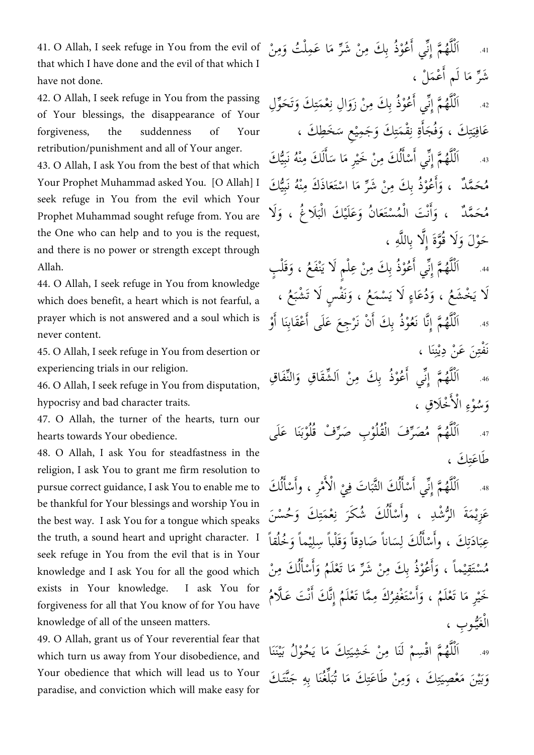41. O Allah, I seek refuge in You from the evil of that which I have done and the evil of that which I have not done.

41. اَللّٰهُمَّ إِنِّي أَعُوْذُ بِكَ مِنْ شَرِّ مَا عَمِلْتُ وَمِنْ شَرِّ مَا لَم أَعْمَلْ ،

42. O Allah, I seek refuge in You from the passing of Your blessings, the disappearance of Your forgiveness, the suddenness of Your retribution/punishment and all of Your anger.

42. اَللّٰهُمَّ إِنِّي أَعُوْذُ بِكَ مِنْ زَوَالِ نِعْمَتِكَ وَتَحَوُّلِ عَافِيَتِكَ ، وَفُجَاْءَةِ نِقْمَتِكَ وَجَمِيْعِ سَخَطِكَ ،

43. O Allah, I ask You from the best of that which Your Prophet Muhammad asked You. [O Allah] I seek refuge in You from the evil which Your Prophet Muhammad sought refuge from. You are the One who can help and to you is the request, and there is no power or strength except through Allah.

43. اَللّٰهُمَّ إِنِّي أَسْأَلُكَ مِنْ خَيْرِ مَا سَأَلَكَ مِنْهُ نَبِيُّكَ مُحَمَّدٌ ، وَأَعُوْذُ بِكَ مِنْ شَرِّ مَا اسْتَعَاذَكَ مِنْهُ نَبِيُّكَ مُحَمَّدٌ ، وَأَنْتَ الْمُسْتَعَانُ وَعَلَيْكَ الْبَلَاغُ ، وَلَا حَوْلَ وَلَا قُوَّةَ إِلَّا بِاللّٰهِ ،

44. O Allah, I seek refuge in You from knowledge which does benefit, a heart which is not fearful, a prayer which is not answered and a soul which is never content.

44. اَللّٰهُمَّ إِنِّي أَعُوْذُ بِكَ مِنْ عِلْمٍ لَا يَنْفَعُ ، وَقَلْبٍ لَا يَخْشَعُ ، وَدُعَاءٍ لَا يَسْمَعُ ، وَنَفْسٍ لَا تَشْبَعُ ،

45. O Allah, I seek refuge in You from desertion or experiencing trials in our religion.

45. اَللّٰهُمَّ إِنَّا نَعُوْذُ بِكَ أَنْ نَرْجِعَ عَلَى أَعْقَابِنَا أَوْ نَفْتِنَ عَنْ دِيْنِنَا ،

46. O Allah, I seek refuge in You from disputation, hypocrisy and bad character traits.

46. اَللّٰهُمَّ إِنِّي أَعُوْذُ بِكَ مِنْ اَلشِّقَاقِ وَالنِّفَاقِ وَسُوْءِ الْأَخْلَاقِ ،

47. O Allah, the turner of the hearts, turn our hearts towards Your obedience.

47. اَللّٰهُمَّ مُصَرِّفَ الْقُلُوْبِ صَرِّفْ قُلُوْبَنَا عَلَى طَاعَتِكَ ،

48. O Allah, I ask You for steadfastness in the religion, I ask You to grant me firm resolution to pursue correct guidance, I ask You to enable me to be thankful for Your blessings and worship You in the best way. I ask You for a tongue which speaks the truth, a sound heart and upright character. I seek refuge in You from the evil that is in Your knowledge and I ask You for all the good which exists in Your knowledge. I ask You for forgiveness for all that You know of for You have knowledge of all of the unseen matters.

48. اَللّٰهُمَّ إِنِّي أَسْأَلُكَ الثَّبَاتَ فِيْ الْأَمْرِ ، وأَسْأَلُكَ عَزِيْمَةَ الرُّشْدِ ، وأَسْأَلُكَ شُكْرَ نِعْمَتِكَ وَحُسْنَ عِبَادَتِكَ ، وأَسْأَلُكَ لِسَاناً صَادِقاً وَقَلْباً سِلِيْماً وَخُلُقاً مُسْتَقِيْماً ، وَأَعُوْذُ بِكَ مِنْ شَرِّ مَا تَعْلَمُ وَأَسْأَلُكَ مِنْ خَيْرِ مَا تَعْلَمُ ، وَأَسْتَغْفِرُكَ مِمَّا تَعْلَمُ إِنَّكَ أَنْتَ عَلَّامُ الْغُيُوبِ ،

49. O Allah, grant us of Your reverential fear that which turn us away from Your disobedience, and Your obedience that which will lead us to Your paradise, and conviction which will make easy for

49. اَللّٰهُمَّ اقْسِمْ لَنَا مِنْ خَشِيَتِكَ مَا يَحُوْلُ بَيْنَنَا وَبَيْنَ مَعْصِيَتِكَ ، وَمِنْ طَاعَتِكَ مَا تُبَلِّغُنَا بِهِ جَنَّتَكَ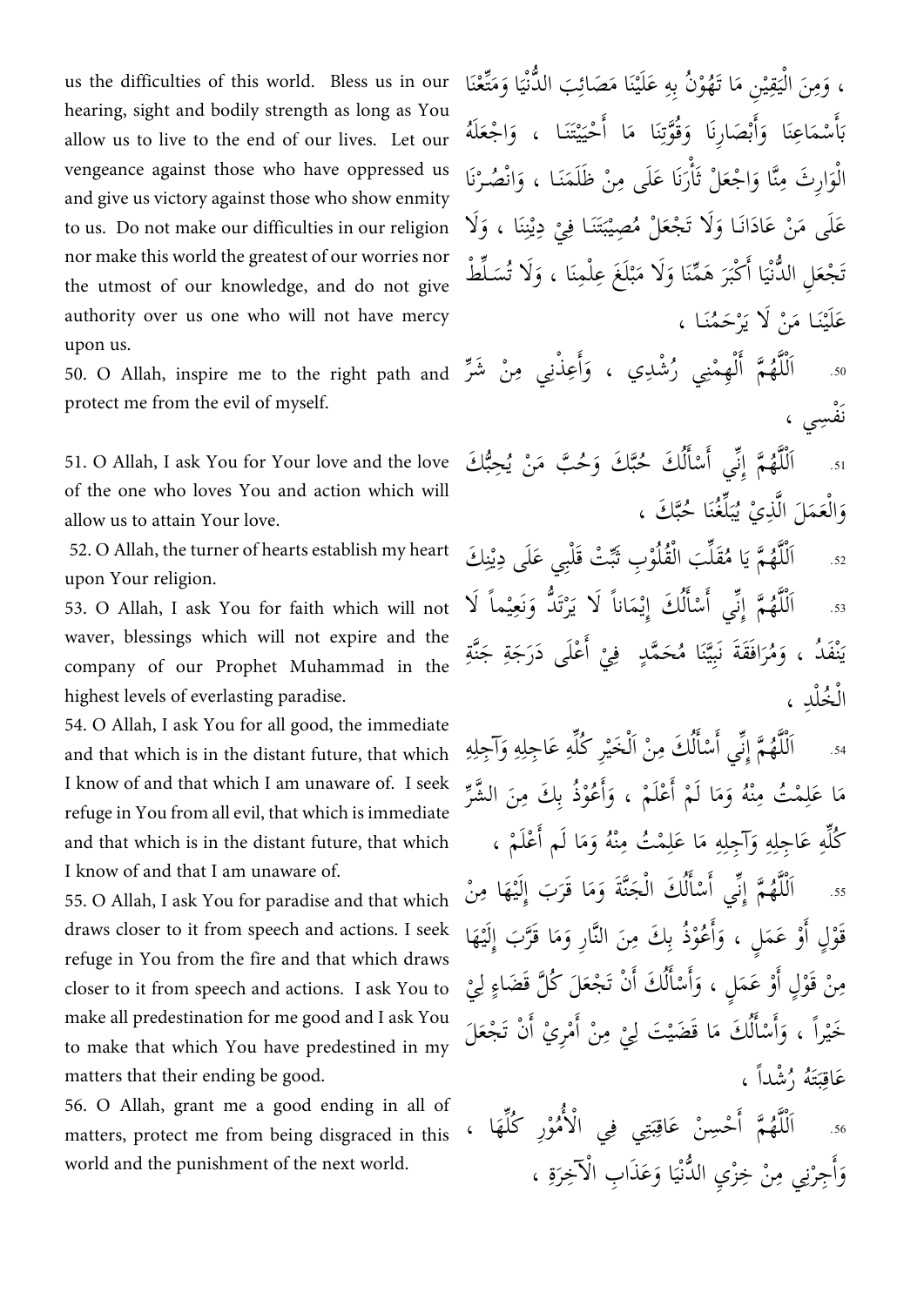، وَمِنَ الْيَقِيْنِ مَا تَهُوْنُ بِهِ عَلَيْنَا مَصَائِبَ الدُّنْيَا وَمَتِّعْنَا بِأَسْمَاعِنَا وَأَبْصَارِنَا وَقُوَّتِنَا مَا أَحْيَيْتَنَا ، وَاجْعَلَهُ الْوَارِثَ مِنَّا وَاجْعَلْ ثَأْرَنَا عَلَى مِنْ ظَلَمَنَا ، وَانْصُرْنَا عَلَى مَنْ عَادَانَا وَلَا تَجْعَلْ مُصِيْبَتَنَا فِيْ دِيْنِنَا ، وَلَا تَجْعَلِ الدُّنْيَا أَكْبَرَ هَمِّنَا وَلَا مَبْلَغَ عِلْمِنَا ، وَلَا تُسَلِّطْ عَلَيْنَا مَنْ لَا يَرْحَمُنَا ،

us the difficulties of this world. Bless us in our hearing, sight and bodily strength as long as You allow us to live to the end of our lives. Let our vengeance against those who have oppressed us and give us victory against those who show enmity to us. Do not make our difficulties in our religion nor make this world the greatest of our worries nor the utmost of our knowledge, and do not give authority over us one who will not have mercy upon us.

50. اَللّٰهُمَّ أَلْهِمْنِي رُشْدِي ، وَأَعِذْنِي مِنْ شَرِّ نَفْسِي ،

50. O Allah, inspire me to the right path and protect me from the evil of myself.

51. اَللّٰهُمَّ إِنِّي أَسْأَلُكَ حُبَّكَ وَحُبَّ مَنْ يُحِبُّكَ وَالْعَمَلَ الَّذِيْ يُبَلِّغُنَا حُبَّكَ ،

51. O Allah, I ask You for Your love and the love of the one who loves You and action which will allow us to attain Your love.

52. اَللّٰهُمَّ يَا مُقَلِّبَ الْقُلُوْبِ ثَبِّتْ قَلْبِي عَلَى دِيْنِكَ

52. O Allah, the turner of hearts establish my heart upon Your religion.

53. اَللّٰهُمَّ إِنِّي أَسْأَلُكَ إِيْمَاناً لَا يَرْتَدُّ وَنَعِيْماً لَا يَنفَدُ ، وَمُرَافَقَةَ نَبِيِّنَا مُحَمَّدٍ فِيْ أَعْلَى دَرَجَةِ جَنَّةِ الْخُلْدِ ،

53. O Allah, I ask You for faith which will not waver, blessings which will not expire and the company of our Prophet Muhammad in the highest levels of everlasting paradise.

54. اَللّٰهُمَّ إِنِّي أَسْأَلُكَ مِنْ اَلْخَيْرِ كُلِّهِ عَاجِلِهِ وَآجِلِهِ مَا عَلِمْتُ مِنْهُ وَمَا لَمْ أَعْلَمْ ، وَأَعُوْذُ بِكَ مِنَ الشَّرِّ كُلِّهِ عَاجِلِهِ وَآجِلِهِ مَا عَلِمْتُ مِنْهُ وَمَا لَم أَعْلَمْ ،

54. O Allah, I ask You for all good, the immediate and that which is in the distant future, that which I know of and that which I am unaware of. I seek refuge in You from all evil, that which is immediate and that which is in the distant future, that which I know of and that I am unaware of.

55. اَللّٰهُمَّ إِنِّي أَسْأَلُكَ الْجَنَّةَ وَمَا قَرَبَ إِلَيْهَا مِنْ قَوْلٍ أَوْ عَمَلٍ ، وَأَعُوْذُ بِكَ مِنَ النَّارِ وَمَا قَرَّبَ إِلَيْهَا مِنْ قَوْلٍ أَوْ عَمَلٍ ، وَأَسْأَلُكَ أَنْ تَجْعَلَ كُلَّ قَضَاءٍ لِيْ خَيْراً ، وَأَسْأَلُكَ مَا قَضَيْتَ لِيْ مِنْ أَمْرِيْ أَنْ تَجْعَلَ عَاقِبَتَهُ رُشْداً ،

55. O Allah, I ask You for paradise and that which draws closer to it from speech and actions. I seek refuge in You from the fire and that which draws closer to it from speech and actions. I ask You to make all predestination for me good and I ask You to make that which You have predestined in my matters that their ending be good.

56. اَللّٰهُمَّ أَحْسِنْ عَاقِبَتِي فِي الْأُمُوْرِ كُلِّهَا ، وَأَجِرْنِي مِنْ خِزْيِ الدُّنْيَا وَعَذَابِ الْآخِرَةِ ،

56. O Allah, grant me a good ending in all of matters, protect me from being disgraced in this world and the punishment of the next world.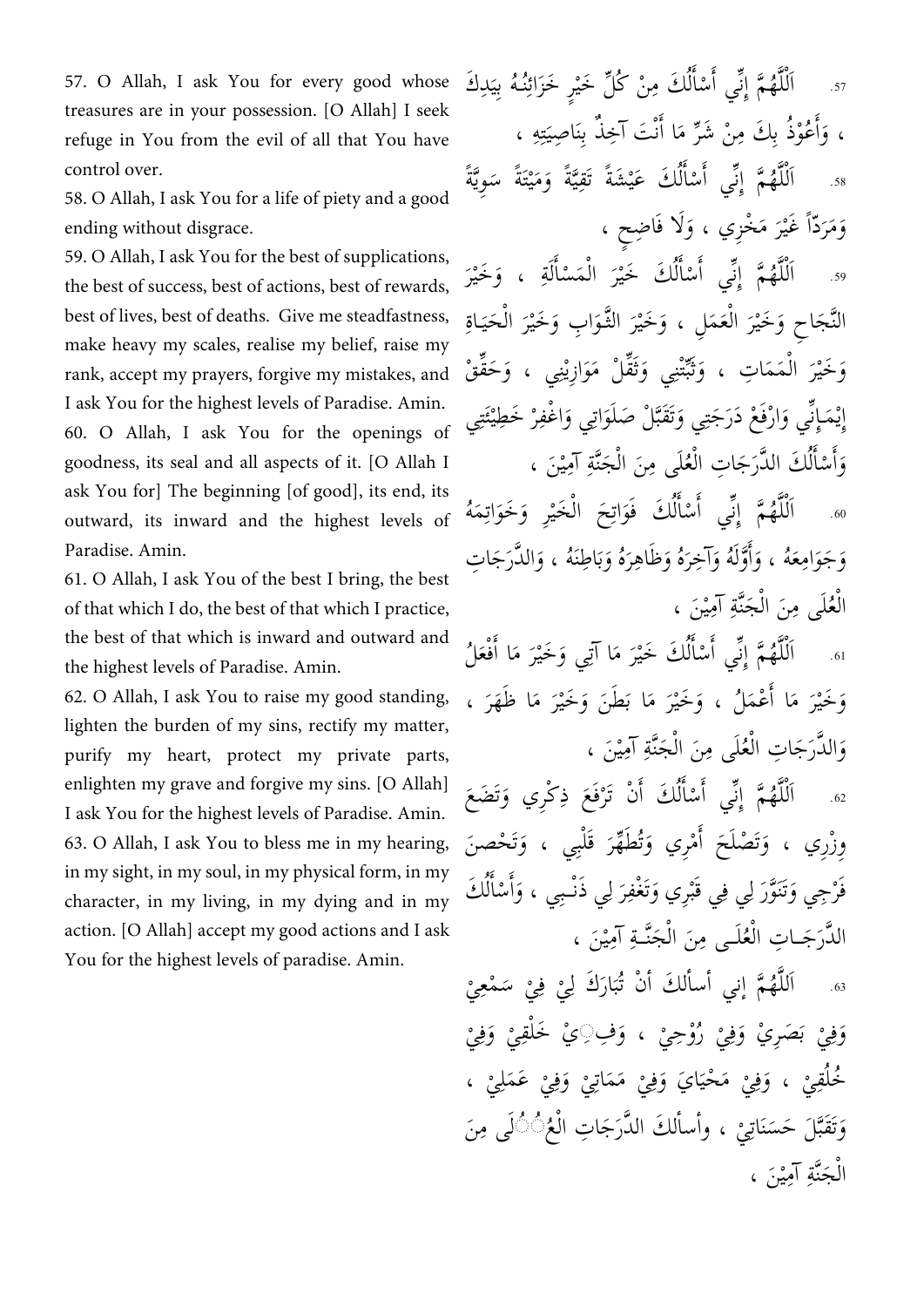57. O Allah, I ask You for every good whose treasures are in your possession. [O Allah] I seek refuge in You from the evil of all that You have control over.

57. اَللَّهُمَّ إِنِّي أَسْأَلُكَ مِنْ كُلِّ خَيْرٍ خَزَائِنُهُ بِيَدِكَ ، وَأَعُوْذُ بِكَ مِنْ شَرِّ مَا أَنْتَ آخِذٌ بِنَاصِيَتِهِ ،

58. O Allah, I ask You for a life of piety and a good ending without disgrace.

58. اَللَّهُمَّ إِنِّي أَسْأَلُكَ عَيْشَةً تَقِيَّةً وَمِيْتَةً سَوِيَّةً وَمَرَدًّا غَيْرَ مَخْزِي ، وَلَا فَاضِحٍ ،

59. O Allah, I ask You for the best of supplications, the best of success, best of actions, best of rewards, best of lives, best of deaths. Give me steadfastness, make heavy my scales, realise my belief, raise my rank, accept my prayers, forgive my mistakes, and I ask You for the highest levels of Paradise. Amin.

59. اَللَّهُمَّ إِنِّي أَسْأَلُكَ خَيْرَ الْمَسْأَلَةِ ، وَخَيْرَ النَّجَاحِ وَخَيْرَ الْعَمَلِ ، وَخَيْرَ الثَّوَابِ وَخَيْرَ الْحَيَاةِ وَخَيْرَ الْمَمَاتِ ، وَثَبِّتْنِي وَثَقِّلْ مَوَازِيْنِي ، وَحَقِّقْ إِيْمَانِي وَارْفَعْ دَرَجَتِي وَتَقَبَّلْ صَلَوَاتِي وَاغْفِرْ خَطِيْئَتِي وَأَسْأَلُكَ الدَّرَجَاتِ الْعُلَى مِنَ الْجَنَّةِ آمِيْنَ ،

60. O Allah, I ask You for the openings of goodness, its seal and all aspects of it. [O Allah I ask You for] The beginning [of good], its end, its outward, its inward and the highest levels of Paradise. Amin.

60. اَللَّهُمَّ إِنِّي أَسْأَلُكَ فَوَاتِحَ الْخَيْرِ وَخَوَاتِمَهُ وَجَوَامِعَهُ ، وَأَوَّلَهُ وَآخِرَهُ وَظَاهِرَهُ وَبَاطِنَهُ ، وَالدَّرَجَاتِ الْعُلَى مِنَ الْجَنَّةِ آمِيْنَ ،

61. O Allah, I ask You of the best I bring, the best of that which I do, the best of that which I practice, the best of that which is inward and outward and the highest levels of Paradise. Amin.

61. اَللَّهُمَّ إِنِّي أَسْأَلُكَ خَيْرَ مَا آتِي وَخَيْرَ مَا أَفْعَلُ وَخَيْرَ مَا أَعْمَلُ ، وَخَيْرَ مَا بَطَنَ وَخَيْرَ مَا ظَهَرَ ، وَالدَّرَجَاتِ الْعُلَى مِنَ الْجَنَّةِ آمِيْنَ ،

62. O Allah, I ask You to raise my good standing, lighten the burden of my sins, rectify my matter, purify my heart, protect my private parts, enlighten my grave and forgive my sins. [O Allah] I ask You for the highest levels of Paradise. Amin.

62. اَللَّهُمَّ إِنِّي أَسْأَلُكَ أَنْ تَرْفَعَ ذِكْرِي وَتَضَعَ وِزْرِي ، وَتَصْلَحَ أَمْرِي وَتُطَهِّرَ قَلْبِي ، وَتَحْصنَ فَرْجِي وَتَنَوَّرَ لِي فِي قَبْرِي وَتَغْفِرَ لِي ذَنْبِي ، وَأَسْأَلُكَ الدَّرَجَاتِ الْعُلَى مِنَ الْجَنَّةِ آمِيْنَ ،

63. O Allah, I ask You to bless me in my hearing, in my sight, in my soul, in my physical form, in my character, in my living, in my dying and in my action. [O Allah] accept my good actions and I ask You for the highest levels of paradise. Amin.

63. اَللَّهُمَّ إني أسألكَ أَنْ تُبَارَكَ لِيْ فِيْ سَمْعِيْ وَفِيْ بَصَرِيْ وَفِيْ رُوْحِيْ ، وَفِيْ خَلْقِيْ وَفِيْ خُلُقِيْ ، وَفِيْ مَحْيَايَ وَفِيْ مَمَاتِيْ وَفِيْ عَمَلِيْ ، وَتَقَبَّلَ حَسَنَاتِيْ ، وأسألكَ الدَّرَجَاتِ الْعُلَى مِنَ الْجَنَّةِ آمِيْنَ ،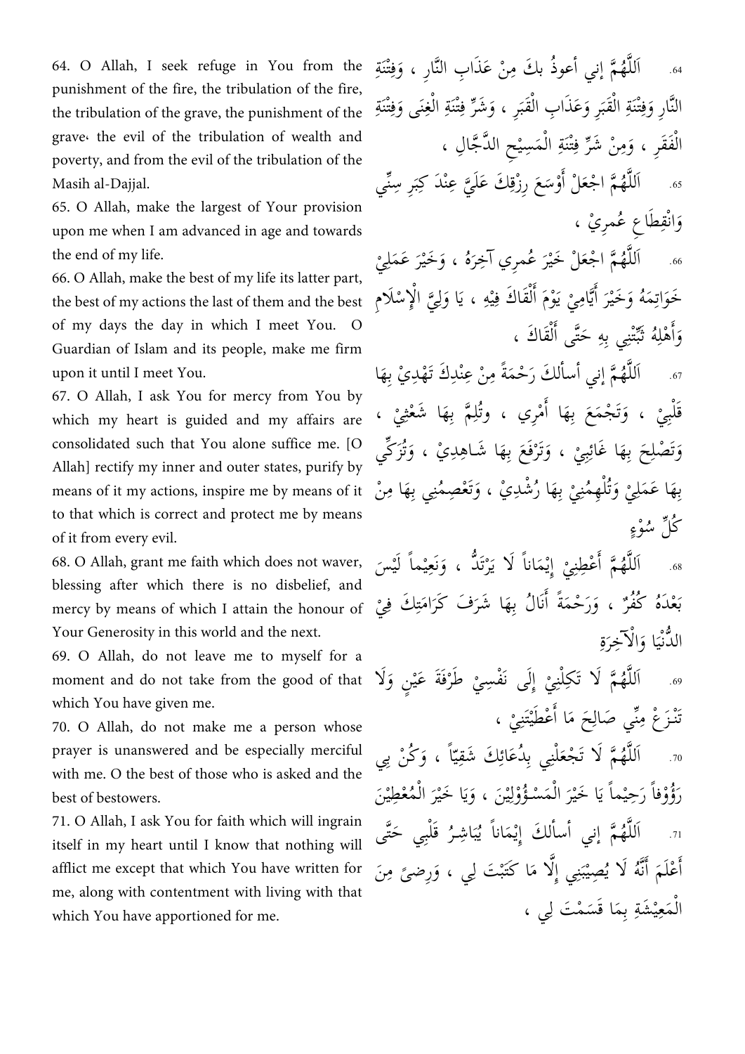64. O Allah, I seek refuge in You from the punishment of the fire, the tribulation of the fire, the tribulation of the grave, the punishment of the grave، the evil of the tribulation of wealth and poverty, and from the evil of the tribulation of the Masih al-Dajjal.

.64 اَللَّهُمَّ إني أعوذُ بكَ مِنْ عَذَابِ النَّارِ ، وَفِتْنَةِ النَّارِ وَفِتْنَةِ الْقَبَرِ وَعَذَابِ الْقَبَرِ ، وَشَرِّ فِتْنَةِ الْغِنَى وَفِتْنَةِ الْفَقَرِ ، وَمِنْ شَرِّ فِتْنَةِ الْمَسِيْحِ الدَّجَّالِ ،

65. O Allah, make the largest of Your provision upon me when I am advanced in age and towards the end of my life.

.65 اَللَّهُمَّ اجْعَلْ أَوْسَعَ رِزْقِكَ عَلَيَّ عِنْدَ كِبَرِ سِنِّي وَانْقِطَاعِ عُمرِيْ ،

66. O Allah, make the best of my life its latter part, the best of my actions the last of them and the best of my days the day in which I meet You. O Guardian of Islam and its people, make me firm upon it until I meet You.

.66 اَللَّهُمَّ اجْعَلْ خَيْرَ عُمرِي آخِرَهُ ، وَخَيْرَ عَمَلِيْ خَوَاتِمَهُ وَخَيْرَ أَيَّامِيْ يَوْمَ أَلْقَاكَ فِيْهِ ، يَا وَلِيَّ الْإِسْلَامِ وَأَهْلِهُ ثَبِّتْنِي بِهِ حَتَّى أَلْقَاكَ ،

67. O Allah, I ask You for mercy from You by which my heart is guided and my affairs are consolidated such that You alone suffice me. [O Allah] rectify my inner and outer states, purify by means of it my actions, inspire me by means of it to that which is correct and protect me by means of it from every evil.

.67 اَللَّهُمَّ إني أسألكَ رَحْمَةً مِنْ عِنْدِكَ تَهْدِيْ بِهَا قَلْبِيْ ، وَتَجْمَعَ بِهَا أَمْرِي ، وتُلِمَّ بِهَا شَعْثِيْ ، وَتَصْلِحَ بِهَا غَائِبِيْ ، وَتَرْفَعَ بِهَا شَاهِدِيْ ، وَتُزَكِّي بِهَا عَمَلِيْ وَتُلْهِمُنِيْ بِهَا رُشْدِيْ ، وَتَعْصِمُنِي بِهَا مِنْ كُلِّ سُوْءٍ

68. O Allah, grant me faith which does not waver, blessing after which there is no disbelief, and mercy by means of which I attain the honour of Your Generosity in this world and the next.

.68 اَللَّهُمَّ أَعْطِنِيْ إِيْمَاناً لَا يَرْتَدُّ ، وَنَعِيْماً لَيْسَ بَعْدَهُ كُفُرٌ ، وَرَحْمَةً أَنَالُ بِهَا شَرَفَ كَرَامَتِكَ فِيْ الدُّنْيَا وَالْآخِرَةِ

69. O Allah, do not leave me to myself for a moment and do not take from the good of that which You have given me.

.69 اَللَّهُمَّ لَا تَكِلْنِيْ إِلَى نَفْسِيْ طَرْفَةَ عَيْنٍ وَلَا تَنْزَعْ مِنِّي صَالِحَ مَا أَعْطَيْتَنِيْ ،

70. O Allah, do not make me a person whose prayer is unanswered and be especially merciful with me. O the best of those who is asked and the best of bestowers.

.70 اَللَّهُمَّ لَا تَجْعَلْنِي بِدُعَائِكَ شَقِيّاً ، وَكُنْ بِي رَؤُوْفاً رَحِيْماً يَا خَيْرَ الْمَسْؤُوْلِيْنَ ، وَيَا خَيْرَ الْمُعْطِيْنَ

71. O Allah, I ask You for faith which will ingrain itself in my heart until I know that nothing will afflict me except that which You have written for me, along with contentment with living with that which You have apportioned for me.

.71 اَللَّهُمَّ إني أسألكَ إِيْمَاناً يُبَاشِرُ قَلْبِي حَتَّى أَعْلَمَ أَنَّهُ لَا يُصِيْبُنِي إِلَّا مَا كَتَبْتَ لِي ، وَرِضىً مِنَ الْمَعِيْشَةِ بِمَا قَسَمْتَ لِي ،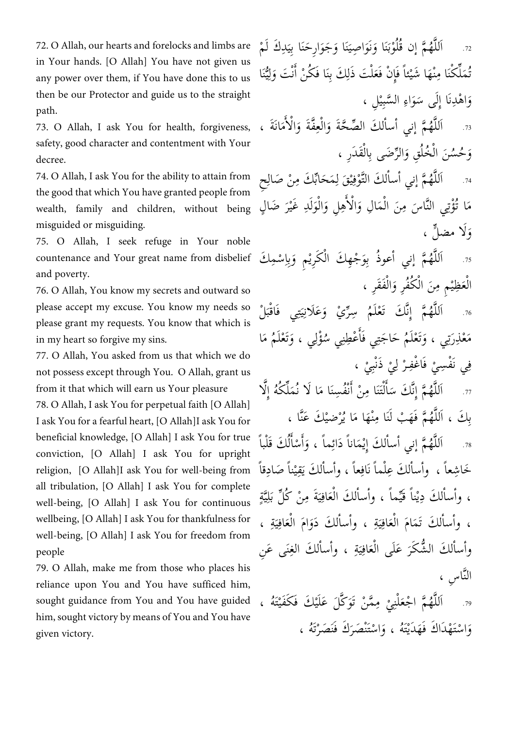72. O Allah, our hearts and forelocks and limbs are in Your hands. [O Allah] You have not given us any power over them, if You have done this to us then be our Protector and guide us to the straight path.

72. اَللَّهُمَّ إن قُلُوْبَنَا وَنَوَاصِيَنَا وَجَوَارِحَنَا بِيَدِكَ لَمْ تُمَلِّكْنَا مِنْهَا شَيْئاً فَإِنْ فَعَلْتَ ذَلِكَ بِنَا فَكُنْ أَنْتَ وَلِيُّنَا وَاهْدِنَا إِلَى سَوَاءِ السَّبِيْلِ ،

73. O Allah, I ask You for health, forgiveness, safety, good character and contentment with Your decree.

73. اَللَّهُمَّ إني أسألكَ الصِّحَّةَ وَالْعِفَّةَ وَالْأَمَانَةَ ، وَحُسْنَ الْخُلُقِ وَالرِّضَى بِالْقَدَرِ ،

74. O Allah, I ask You for the ability to attain from the good that which You have granted people from wealth, family and children, without being misguided or misguiding.

74. اَللَّهُمَّ إني أسألكَ التَّوْفِيْقَ لِمَحَابِّكَ مِنْ صَالِحِ مَا تُؤْتِي النَّاسَ مِنَ الْمَالِ وَالْأَهِلِ وَالْوَلَدِ غَيْرَ ضَالٍ وَلَا مضلٍّ ،

75. O Allah, I seek refuge in Your noble countenance and Your great name from disbelief and poverty.

75. اَللَّهُمَّ إني أعوذُ بِوَجْهِكَ الْكَرِيْمِ وَبِاسْمِكَ الْعَظِيْمِ مِنَ الْكُفْرِ وَالْفَقَرِ ،

76. O Allah, You know my secrets and outward so please accept my excuse. You know my needs so please grant my requests. You know that which is in my heart so forgive my sins.

76. اَللَّهُمَّ إِنَّكَ تَعْلَمُ سِرِّيْ وَعَلَانِيَتِي فَاقْبَلْ مَعْذِرَتِي ، وَتَعْلَمُ حَاجَتِي فَأَعْطِنِي سُؤْلِي ، وَتَعْلَمُ مَا فِي نَفْسِيْ فَاغْفِرْ لِيْ ذَنْبِيْ ،

77. O Allah, You asked from us that which we do not possess except through You. O Allah, grant us from it that which will earn us Your pleasure

77. اَللَّهُمَّ إِنَّكَ سَأَلْتَنَا مِنْ أَنْفُسِنَا مَا لَا نُمَلِّكُهُ إِلَّا بِكَ ، اَللَّهُمَّ فَهَبْ لَنَا مِنْهَا مَا يُرْضِيْكَ عَنَّا ،

78. O Allah, I ask You for perpetual faith [O Allah] I ask You for a fearful heart, [O Allah]I ask You for beneficial knowledge, [O Allah] I ask You for true conviction, [O Allah] I ask You for upright religion, [O Allah]I ask You for well-being from all tribulation, [O Allah] I ask You for complete well-being, [O Allah] I ask You for continuous wellbeing, [O Allah] I ask You for thankfulness for well-being, [O Allah] I ask You for freedom from people

78. اَللَّهُمَّ إني أسألكَ إِيْمَاناً دَائِماً ، وَأَسْأَلُكَ قَلْباً خَاشِعاً ، وأسألكَ عِلْماً نَافِعاً ، وأسألكَ يَقِيْناً صَادِقاً ، وأسألكَ دِيْناً قَيِّماً ، وأسألكَ الْعَافِيَةَ مِنْ كُلِّ بَلِيَّةٍ ، وأسألكَ تَمَامَ الْعَافِيَةِ ، وأسألكَ دَوَامَ الْعَافِيَةِ ، وأسألكَ الشُّكَرَ عَلَى الْعَافِيَةِ ، وأسألكَ الغِنَى عَنِ النَّاسِ ،

79. O Allah, make me from those who places his reliance upon You and You have sufficed him, sought guidance from You and You have guided him, sought victory by means of You and You have given victory.

79. اَللَّهُمَّ اجْعَلْنِيْ مِمَّنْ تَوَكَّلَ عَلَيْكَ فَكَفَيْتَهُ ، وَاسْتَهْدَاكَ فَهَدَيْتَهُ ، وَاسْتَنْصَرَكَ فَنَصَرْتَهُ ،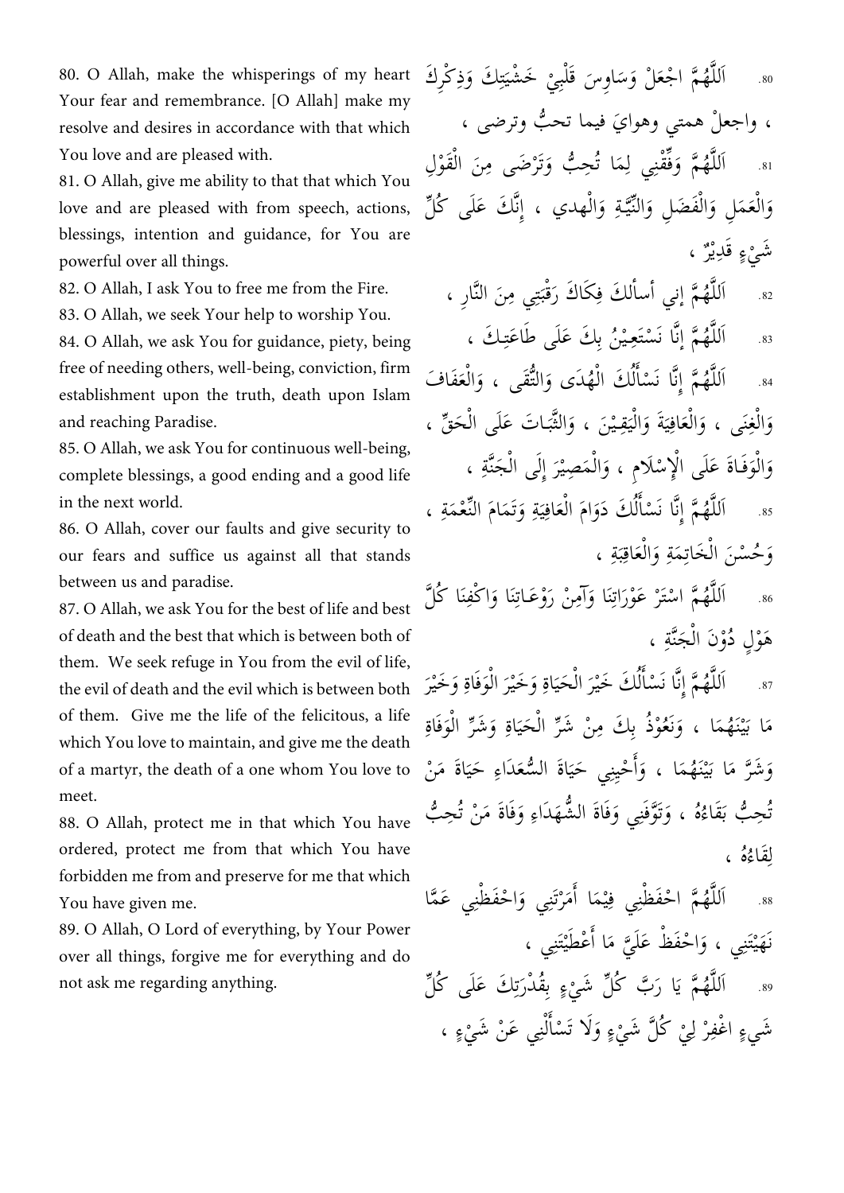80. O Allah, make the whisperings of my heart Your fear and remembrance. [O Allah] make my resolve and desires in accordance with that which You love and are pleased with.

81. O Allah, give me ability to that that which You love and are pleased with from speech, actions, blessings, intention and guidance, for You are powerful over all things.

82. O Allah, I ask You to free me from the Fire.

83. O Allah, we seek Your help to worship You.

84. O Allah, we ask You for guidance, piety, being free of needing others, well-being, conviction, firm establishment upon the truth, death upon Islam and reaching Paradise.

85. O Allah, we ask You for continuous well-being, complete blessings, a good ending and a good life in the next world.

86. O Allah, cover our faults and give security to our fears and suffice us against all that stands between us and paradise.

87. O Allah, we ask You for the best of life and best of death and the best that which is between both of them. We seek refuge in You from the evil of life, the evil of death and the evil which is between both of them. Give me the life of the felicitous, a life which You love to maintain, and give me the death of a martyr, the death of a one whom You love to meet.

88. O Allah, protect me in that which You have ordered, protect me from that which You have forbidden me from and preserve for me that which You have given me.

89. O Allah, O Lord of everything, by Your Power over all things, forgive me for everything and do not ask me regarding anything.

80. اَللَّهُمَّ اجْعَلْ وَسَاوِسَ قَلْبِيْ خَشْيَتِكَ وَذِكْرِكَ ، واجعلْ همتي وهوايَ فيما تحبُّ وترضى ،

81. اَللَّهُمَّ وَفِّقْنِي لِمَا تُحِبُّ وَتَرْضَى مِنَ الْقَوْلِ وَالْعَمَلِ وَالْفَضَلِ وَالنِّيَّةِ وَالْهدي ، إِنَّكَ عَلَى كُلِّ شَيْءٍ قَدِيْرٌ ،

82. اَللَّهُمَّ إني أسألكَ فِكَاكَ رَقْبَتِي مِنَ النَّارِ ،

83. اَللَّهُمَّ إِنَّا نَسْتَعِيْنُ بِكَ عَلَى طَاعَتِكَ ،

84. اَللَّهُمَّ إِنَّا نَسْأَلُكَ الْهُدَى وَالتُّقَى ، وَالْعَفَافَ وَالْغِنَى ، وَالْعَافِيَةَ وَالْيَقِيْنَ ، وَالثَّبَاتَ عَلَى الْحَقِّ ، وَالْوَفَاةَ عَلَى الْإِسْلَامِ ، وَالْمَصِيْرَ إِلَى الْجَنَّةِ ،

85. اَللَّهُمَّ إِنَّا نَسْأَلُكَ دَوَامَ الْعَافِيَةِ وَتَمَامَ النِّعْمَةِ ، وَحُسْنَ الْخَاتِمَةِ وَالْعَاقِبَةِ ،

86. اَللَّهُمَّ اسْتُرْ عَوْرَاتِنَا وَآمِنْ رَوْعَاتِنَا وَاكْفِنَا كُلَّ هَوْلٍ دُوْنَ الْجَنَّةِ ،

87. اَللَّهُمَّ إِنَّا نَسْأَلُكَ خَيْرَ الْحَيَاةِ وَخَيْرَ الْوَفَاةِ وَخَيْرَ مَا بَيْنَهُمَا ، وَنَعُوْذُ بِكَ مِنْ شَرِّ الْحَيَاةِ وَشَرِّ الْوَفَاةِ وَشَرَّ مَا بَيْنَهُمَا ، وَأَحْيِنِي حَيَاةَ السُّعَدَاءِ حَيَاةَ مَنْ تُحِبُّ بَقَاءُهُ ، وَتَوَّفَنِي وَفَاةَ الشُّهَدَاءِ وَفَاةَ مَنْ تُحِبُّ لِقَاءُهُ ،

88. اَللَّهُمَّ احْفَظْنِي فِيْمَا أَمَرْتَنِي وَاحْفَظْنِي عَمَّا نَهَيْتَنِي ، وَاحْفَظْ عَلَيَّ مَا أَعْطَيْتَنِي ،

89. اَللَّهُمَّ يَا رَبَّ كُلِّ شَيْءٍ بِقُدْرَتِكَ عَلَى كُلِّ شَيءٍ اغْفِرْ لِيْ كُلَّ شَيْءٍ وَلَا تَسْأَلْنِي عَنْ شَيْءٍ ،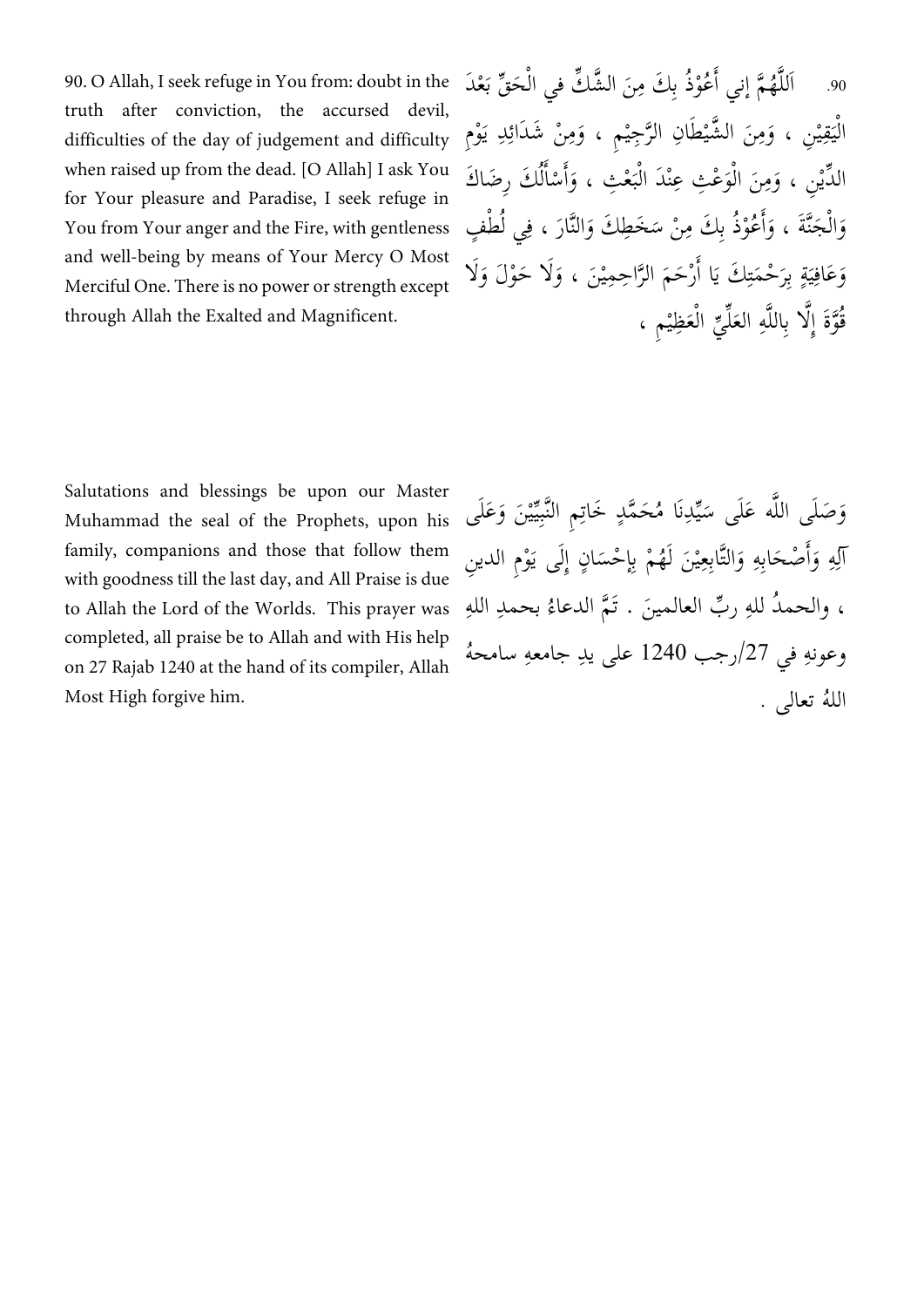90. اَللَّهُمَّ إني أَعُوْذُ بِكَ مِنَ الشَّكِّ في الْحَقِّ بَعْدَ الْيَقِيْنِ ، وَمِنَ الشَّيْطَانِ الرَّجِيْمِ ، وَمِنْ شَدَائِدِ يَوْمِ الدِّيْنِ ، وَمِنَ الْوَعْثِ عِنْدَ الْبَعْثِ ، وَأَسْأَلُكَ رِضَاكَ وَالْجَنَّةَ ، وَأَعُوْذُ بِكَ مِنْ سَخَطِكَ وَالنَّارَ ، فِي لُطْفٍ وَعَافِيَةٍ بِرَحْمَتِكَ يَا أَرْحَمَ الرَّاحِمِيْنَ ، وَلَا حَوْلَ وَلَا قُوَّةَ إِلَّا بِاللَّهِ العَلِّيِّ الْعَظِيْمِ ،

90. O Allah, I seek refuge in You from: doubt in the truth after conviction, the accursed devil, difficulties of the day of judgement and difficulty when raised up from the dead. [O Allah] I ask You for Your pleasure and Paradise, I seek refuge in You from Your anger and the Fire, with gentleness and well-being by means of Your Mercy O Most Merciful One. There is no power or strength except through Allah the Exalted and Magnificent.

وَصَلَى اللَّه عَلَى سَيِّدِنَا مُحَمَّدٍ خَاتِمِ النَّبِيِّيْنَ وَعَلَى آلِهِ وَأَصْحَابِهِ وَالتَّابِعِيْنَ لَهُمْ بِإِحْسَانٍ إِلَى يَوْمِ الدينِ ، والحمدُ للهِ ربِّ العالمينَ . تَمَّ الدعاءُ بحمدِ اللهِ وعونِهِ في 27/رجب 1240 على يدِ جامعِهِ سامحهُ اللهُ تعالى .

Salutations and blessings be upon our Master Muhammad the seal of the Prophets, upon his family, companions and those that follow them with goodness till the last day, and All Praise is due to Allah the Lord of the Worlds. This prayer was completed, all praise be to Allah and with His help on 27 Rajab 1240 at the hand of its compiler, Allah Most High forgive him.